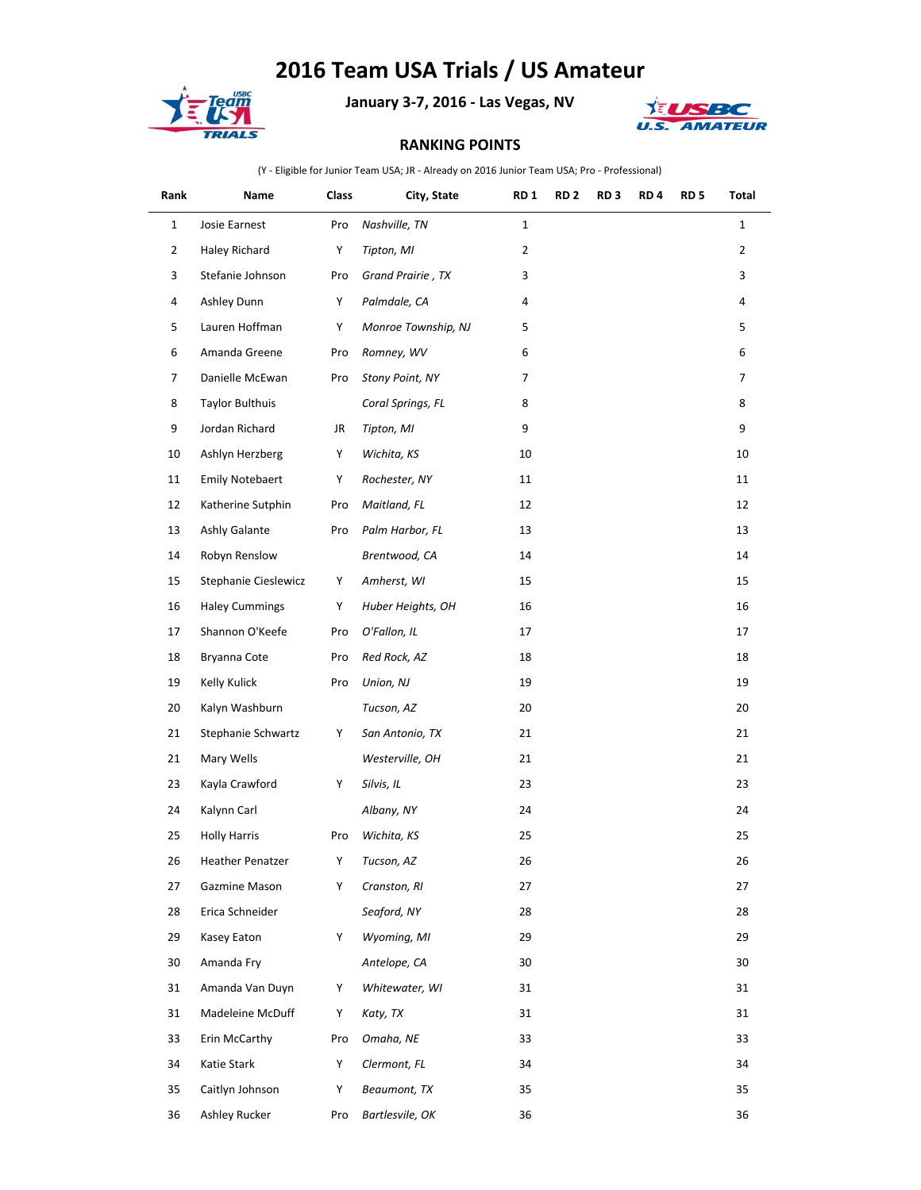# 2016 Team USA Trials / US Amateur

**January 3-7, 2016 - Las Vegas, NV**

**RANKING POINTS**

(Y - Eligible for Junior Team USA; JR - Already on 2016 Junior Team USA; Pro - Professional)

| Rank | Name | Class | City, State | RD 1 | RD 2 | RD 3 | RD 4 | RD 5 | Total |
|---|---|---|---|---|---|---|---|---|---|
| 1 | Josie Earnest | Pro | *Nashville, TN* | 1 | | | | | 1 |
| 2 | Haley Richard | Y | *Tipton, MI* | 2 | | | | | 2 |
| 3 | Stefanie Johnson | Pro | *Grand Prairie , TX* | 3 | | | | | 3 |
| 4 | Ashley Dunn | Y | *Palmdale, CA* | 4 | | | | | 4 |
| 5 | Lauren Hoffman | Y | *Monroe Township, NJ* | 5 | | | | | 5 |
| 6 | Amanda Greene | Pro | *Romney, WV* | 6 | | | | | 6 |
| 7 | Danielle McEwan | Pro | *Stony Point, NY* | 7 | | | | | 7 |
| 8 | Taylor Bulthuis | | *Coral Springs, FL* | 8 | | | | | 8 |
| 9 | Jordan Richard | JR | *Tipton, MI* | 9 | | | | | 9 |
| 10 | Ashlyn Herzberg | Y | *Wichita, KS* | 10 | | | | | 10 |
| 11 | Emily Notebaert | Y | *Rochester, NY* | 11 | | | | | 11 |
| 12 | Katherine Sutphin | Pro | *Maitland, FL* | 12 | | | | | 12 |
| 13 | Ashly Galante | Pro | *Palm Harbor, FL* | 13 | | | | | 13 |
| 14 | Robyn Renslow | | *Brentwood, CA* | 14 | | | | | 14 |
| 15 | Stephanie Cieslewicz | Y | *Amherst, WI* | 15 | | | | | 15 |
| 16 | Haley Cummings | Y | *Huber Heights, OH* | 16 | | | | | 16 |
| 17 | Shannon O'Keefe | Pro | *O'Fallon, IL* | 17 | | | | | 17 |
| 18 | Bryanna Cote | Pro | *Red Rock, AZ* | 18 | | | | | 18 |
| 19 | Kelly Kulick | Pro | *Union, NJ* | 19 | | | | | 19 |
| 20 | Kalyn Washburn | | *Tucson, AZ* | 20 | | | | | 20 |
| 21 | Stephanie Schwartz | Y | *San Antonio, TX* | 21 | | | | | 21 |
| 21 | Mary Wells | | *Westerville, OH* | 21 | | | | | 21 |
| 23 | Kayla Crawford | Y | *Silvis, IL* | 23 | | | | | 23 |
| 24 | Kalynn Carl | | *Albany, NY* | 24 | | | | | 24 |
| 25 | Holly Harris | Pro | *Wichita, KS* | 25 | | | | | 25 |
| 26 | Heather Penatzer | Y | *Tucson, AZ* | 26 | | | | | 26 |
| 27 | Gazmine Mason | Y | *Cranston, RI* | 27 | | | | | 27 |
| 28 | Erica Schneider | | *Seaford, NY* | 28 | | | | | 28 |
| 29 | Kasey Eaton | Y | *Wyoming, MI* | 29 | | | | | 29 |
| 30 | Amanda Fry | | *Antelope, CA* | 30 | | | | | 30 |
| 31 | Amanda Van Duyn | Y | *Whitewater, WI* | 31 | | | | | 31 |
| 31 | Madeleine McDuff | Y | *Katy, TX* | 31 | | | | | 31 |
| 33 | Erin McCarthy | Pro | *Omaha, NE* | 33 | | | | | 33 |
| 34 | Katie Stark | Y | *Clermont, FL* | 34 | | | | | 34 |
| 35 | Caitlyn Johnson | Y | *Beaumont, TX* | 35 | | | | | 35 |
| 36 | Ashley Rucker | Pro | *Bartlesvile, OK* | 36 | | | | | 36 |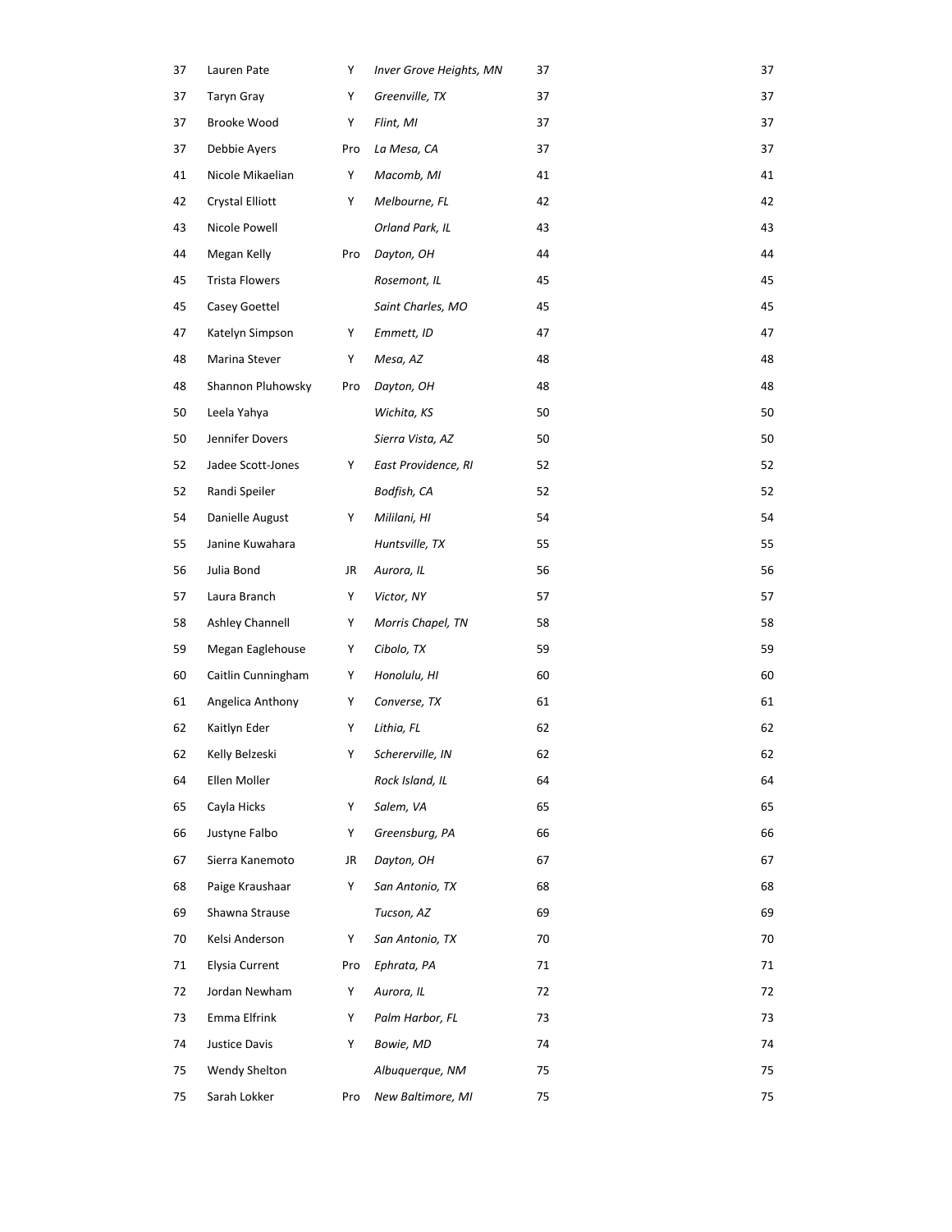| | | | | | |
|---|---|---|---|---|---|
| 37 | Lauren Pate | Y | *Inver Grove Heights, MN* | 37 | 37 |
| 37 | Taryn Gray | Y | *Greenville, TX* | 37 | 37 |
| 37 | Brooke Wood | Y | *Flint, MI* | 37 | 37 |
| 37 | Debbie Ayers | Pro | *La Mesa, CA* | 37 | 37 |
| 41 | Nicole Mikaelian | Y | *Macomb, MI* | 41 | 41 |
| 42 | Crystal Elliott | Y | *Melbourne, FL* | 42 | 42 |
| 43 | Nicole Powell | | *Orland Park, IL* | 43 | 43 |
| 44 | Megan Kelly | Pro | *Dayton, OH* | 44 | 44 |
| 45 | Trista Flowers | | *Rosemont, IL* | 45 | 45 |
| 45 | Casey Goettel | | *Saint Charles, MO* | 45 | 45 |
| 47 | Katelyn Simpson | Y | *Emmett, ID* | 47 | 47 |
| 48 | Marina Stever | Y | *Mesa, AZ* | 48 | 48 |
| 48 | Shannon Pluhowsky | Pro | *Dayton, OH* | 48 | 48 |
| 50 | Leela Yahya | | *Wichita, KS* | 50 | 50 |
| 50 | Jennifer Dovers | | *Sierra Vista, AZ* | 50 | 50 |
| 52 | Jadee Scott-Jones | Y | *East Providence, RI* | 52 | 52 |
| 52 | Randi Speiler | | *Bodfish, CA* | 52 | 52 |
| 54 | Danielle August | Y | *Mililani, HI* | 54 | 54 |
| 55 | Janine Kuwahara | | *Huntsville, TX* | 55 | 55 |
| 56 | Julia Bond | JR | *Aurora, IL* | 56 | 56 |
| 57 | Laura Branch | Y | *Victor, NY* | 57 | 57 |
| 58 | Ashley Channell | Y | *Morris Chapel, TN* | 58 | 58 |
| 59 | Megan Eaglehouse | Y | *Cibolo, TX* | 59 | 59 |
| 60 | Caitlin Cunningham | Y | *Honolulu, HI* | 60 | 60 |
| 61 | Angelica Anthony | Y | *Converse, TX* | 61 | 61 |
| 62 | Kaitlyn Eder | Y | *Lithia, FL* | 62 | 62 |
| 62 | Kelly Belzeski | Y | *Schererville, IN* | 62 | 62 |
| 64 | Ellen Moller | | *Rock Island, IL* | 64 | 64 |
| 65 | Cayla Hicks | Y | *Salem, VA* | 65 | 65 |
| 66 | Justyne Falbo | Y | *Greensburg, PA* | 66 | 66 |
| 67 | Sierra Kanemoto | JR | *Dayton, OH* | 67 | 67 |
| 68 | Paige Kraushaar | Y | *San Antonio, TX* | 68 | 68 |
| 69 | Shawna Strause | | *Tucson, AZ* | 69 | 69 |
| 70 | Kelsi Anderson | Y | *San Antonio, TX* | 70 | 70 |
| 71 | Elysia Current | Pro | *Ephrata, PA* | 71 | 71 |
| 72 | Jordan Newham | Y | *Aurora, IL* | 72 | 72 |
| 73 | Emma Elfrink | Y | *Palm Harbor, FL* | 73 | 73 |
| 74 | Justice Davis | Y | *Bowie, MD* | 74 | 74 |
| 75 | Wendy Shelton | | *Albuquerque, NM* | 75 | 75 |
| 75 | Sarah Lokker | Pro | *New Baltimore, MI* | 75 | 75 |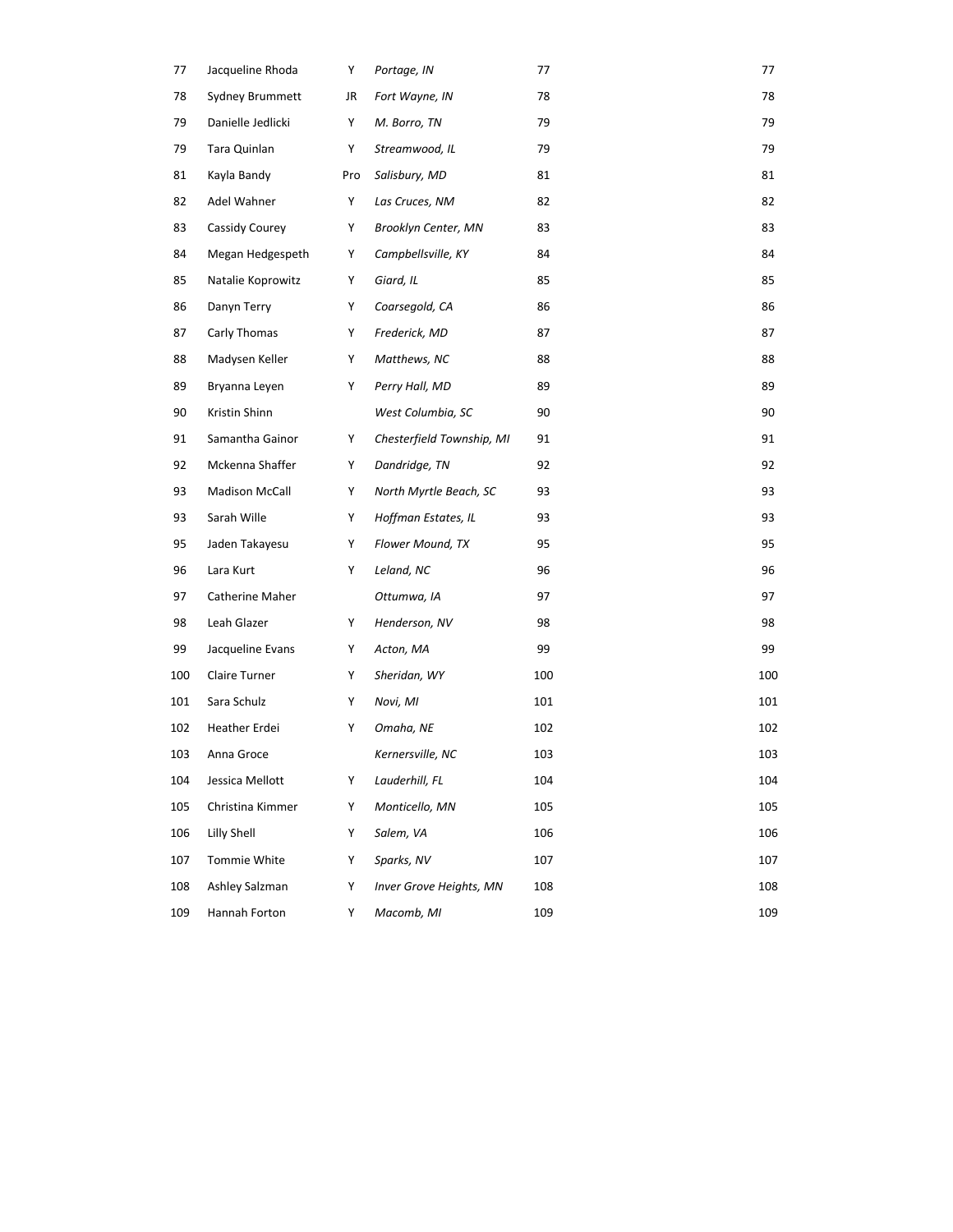| | | | | | |
|---|---|---|---|---|---|
| 77 | Jacqueline Rhoda | Y | *Portage, IN* | 77 | 77 |
| 78 | Sydney Brummett | JR | *Fort Wayne, IN* | 78 | 78 |
| 79 | Danielle Jedlicki | Y | *M. Borro, TN* | 79 | 79 |
| 79 | Tara Quinlan | Y | *Streamwood, IL* | 79 | 79 |
| 81 | Kayla Bandy | Pro | *Salisbury, MD* | 81 | 81 |
| 82 | Adel Wahner | Y | *Las Cruces, NM* | 82 | 82 |
| 83 | Cassidy Courey | Y | *Brooklyn Center, MN* | 83 | 83 |
| 84 | Megan Hedgespeth | Y | *Campbellsville, KY* | 84 | 84 |
| 85 | Natalie Koprowitz | Y | *Giard, IL* | 85 | 85 |
| 86 | Danyn Terry | Y | *Coarsegold, CA* | 86 | 86 |
| 87 | Carly Thomas | Y | *Frederick, MD* | 87 | 87 |
| 88 | Madysen Keller | Y | *Matthews, NC* | 88 | 88 |
| 89 | Bryanna Leyen | Y | *Perry Hall, MD* | 89 | 89 |
| 90 | Kristin Shinn | | *West Columbia, SC* | 90 | 90 |
| 91 | Samantha Gainor | Y | *Chesterfield Township, MI* | 91 | 91 |
| 92 | Mckenna Shaffer | Y | *Dandridge, TN* | 92 | 92 |
| 93 | Madison McCall | Y | *North Myrtle Beach, SC* | 93 | 93 |
| 93 | Sarah Wille | Y | *Hoffman Estates, IL* | 93 | 93 |
| 95 | Jaden Takayesu | Y | *Flower Mound, TX* | 95 | 95 |
| 96 | Lara Kurt | Y | *Leland, NC* | 96 | 96 |
| 97 | Catherine Maher | | *Ottumwa, IA* | 97 | 97 |
| 98 | Leah Glazer | Y | *Henderson, NV* | 98 | 98 |
| 99 | Jacqueline Evans | Y | *Acton, MA* | 99 | 99 |
| 100 | Claire Turner | Y | *Sheridan, WY* | 100 | 100 |
| 101 | Sara Schulz | Y | *Novi, MI* | 101 | 101 |
| 102 | Heather Erdei | Y | *Omaha, NE* | 102 | 102 |
| 103 | Anna Groce | | *Kernersville, NC* | 103 | 103 |
| 104 | Jessica Mellott | Y | *Lauderhill, FL* | 104 | 104 |
| 105 | Christina Kimmer | Y | *Monticello, MN* | 105 | 105 |
| 106 | Lilly Shell | Y | *Salem, VA* | 106 | 106 |
| 107 | Tommie White | Y | *Sparks, NV* | 107 | 107 |
| 108 | Ashley Salzman | Y | *Inver Grove Heights, MN* | 108 | 108 |
| 109 | Hannah Forton | Y | *Macomb, MI* | 109 | 109 |